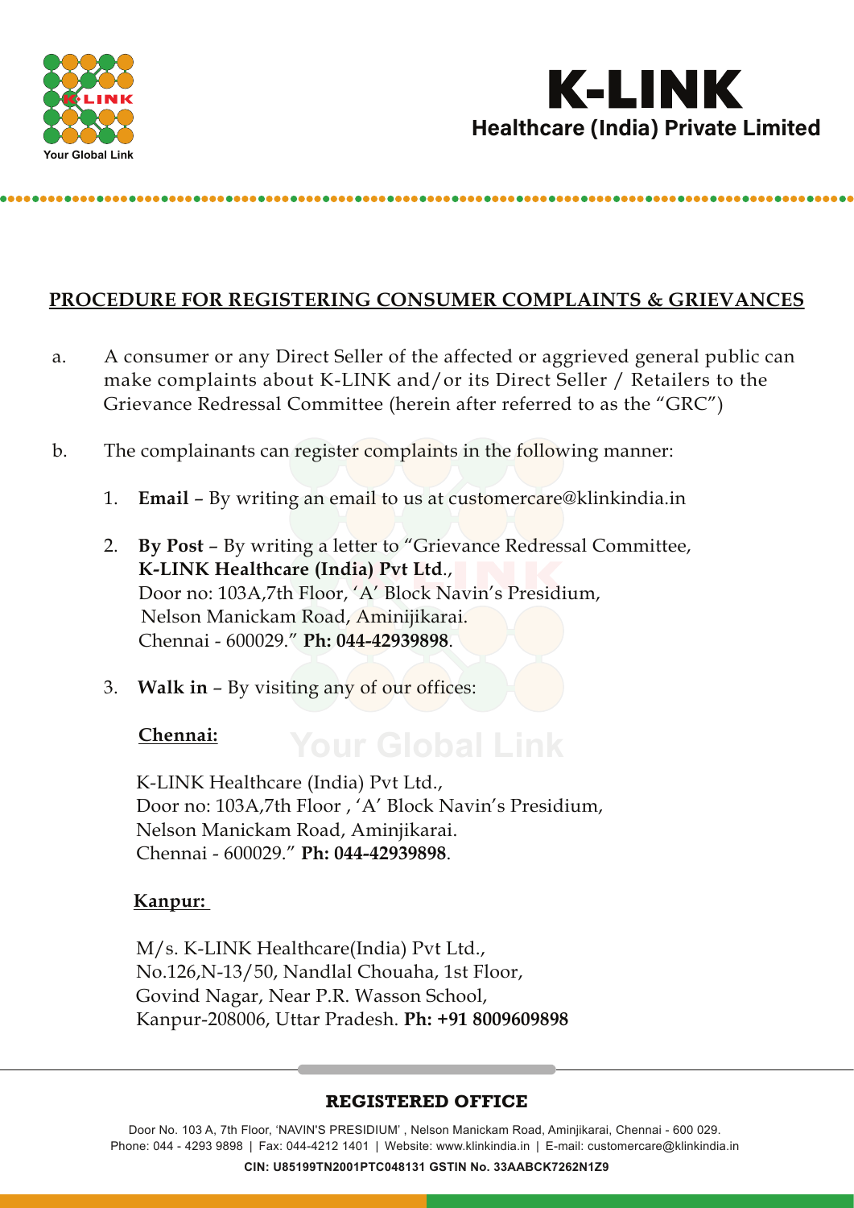K-LINK
Healthcare (India) Private Limited

## PROCEDURE FOR REGISTERING CONSUMER COMPLAINTS & GRIEVANCES

a. A consumer or any Direct Seller of the affected or aggrieved general public can make complaints about K-LINK and/or its Direct Seller / Retailers to the Grievance Redressal Committee (herein after referred to as the "GRC")

b. The complainants can register complaints in the following manner:

1. **Email** – By writing an email to us at customercare@klinkindia.in

2. **By Post** – By writing a letter to "Grievance Redressal Committee, **K-LINK Healthcare (India) Pvt Ltd**., Door no: 103A,7th Floor, 'A' Block Navin's Presidium, Nelson Manickam Road, Aminijikarai. Chennai - 600029." **Ph: 044-42939898**.

3. **Walk in** – By visiting any of our offices:

**Chennai:**

K-LINK Healthcare (India) Pvt Ltd.,
Door no: 103A,7th Floor , 'A' Block Navin's Presidium,
Nelson Manickam Road, Aminjikarai.
Chennai - 600029." **Ph: 044-42939898**.

**Kanpur:**

M/s. K-LINK Healthcare(India) Pvt Ltd.,
No.126,N-13/50, Nandlal Chouaha, 1st Floor,
Govind Nagar, Near P.R. Wasson School,
Kanpur-208006, Uttar Pradesh. **Ph: +91 8009609898**

**REGISTERED OFFICE**

Door No. 103 A, 7th Floor, 'NAVIN'S PRESIDIUM' , Nelson Manickam Road, Aminjikarai, Chennai - 600 029.
Phone: 044 - 4293 9898 | Fax: 044-4212 1401 | Website: www.klinkindia.in | E-mail: customercare@klinkindia.in

**CIN: U85199TN2001PTC048131 GSTIN No. 33AABCK7262N1Z9**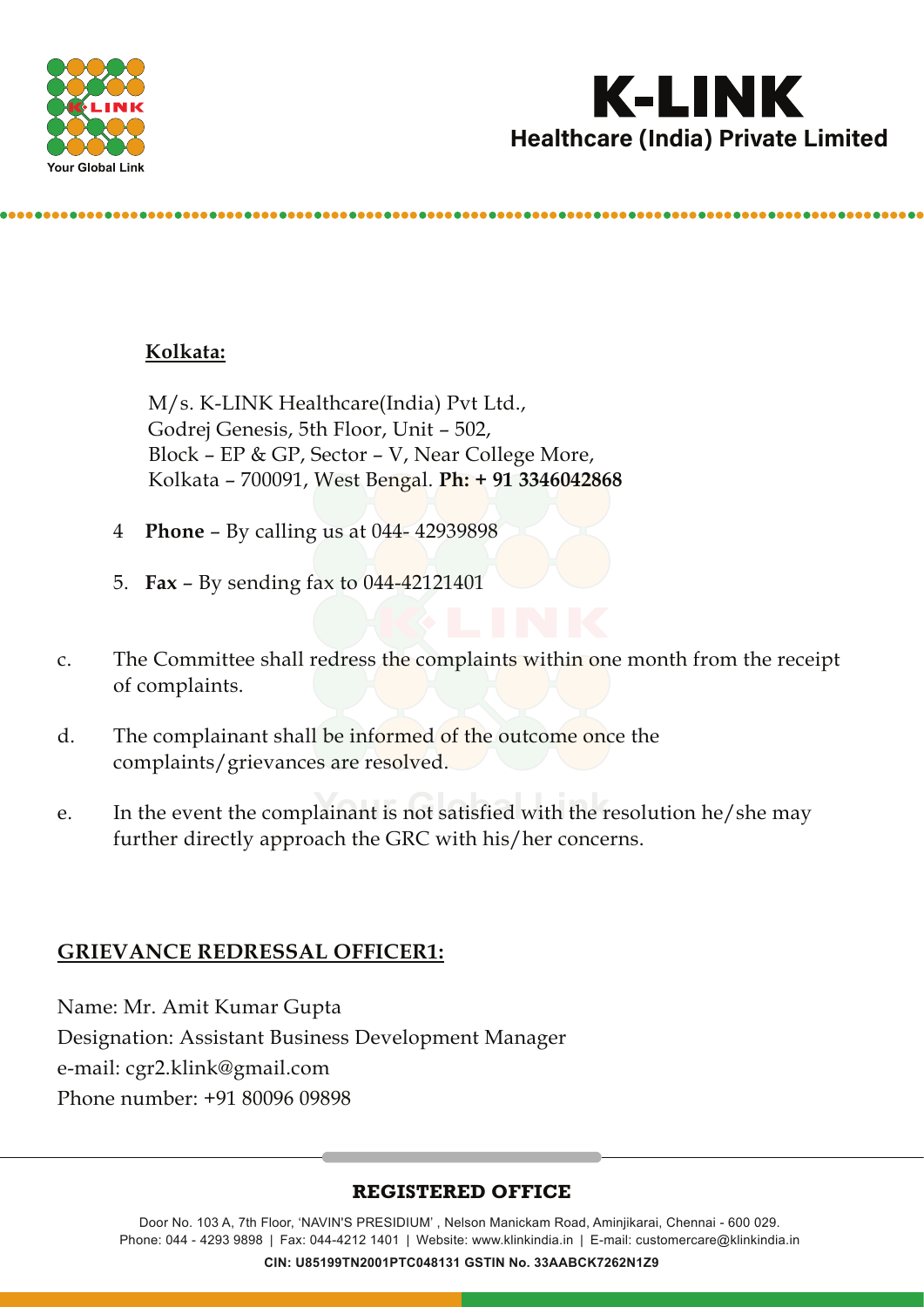**Kolkata:**

M/s. K-LINK Healthcare(India) Pvt Ltd.,
Godrej Genesis, 5th Floor, Unit – 502,
Block – EP & GP, Sector – V, Near College More,
Kolkata – 700091, West Bengal. **Ph: + 91 3346042868**

4 **Phone** – By calling us at 044- 42939898

5. **Fax** – By sending fax to 044-42121401

c. The Committee shall redress the complaints within one month from the receipt of complaints.

d. The complainant shall be informed of the outcome once the complaints/grievances are resolved.

e. In the event the complainant is not satisfied with the resolution he/she may further directly approach the GRC with his/her concerns.

**GRIEVANCE REDRESSAL OFFICER1:**

Name: Mr. Amit Kumar Gupta
Designation: Assistant Business Development Manager
e-mail: cgr2.klink@gmail.com
Phone number: +91 80096 09898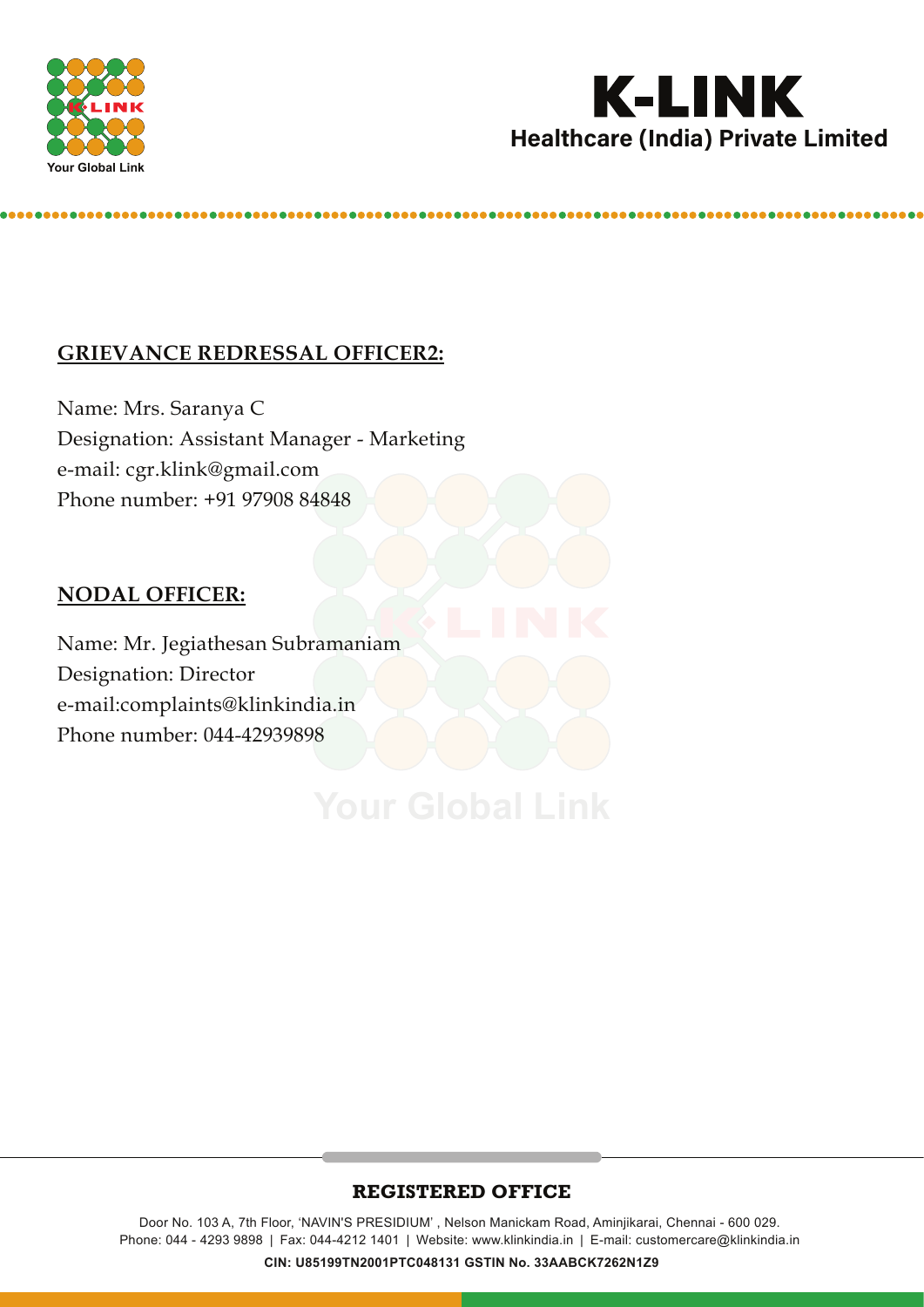## GRIEVANCE REDRESSAL OFFICER2:

Name: Mrs. Saranya C
Designation: Assistant Manager - Marketing
e-mail: cgr.klink@gmail.com
Phone number: +91 97908 84848

## NODAL OFFICER:

Name: Mr. Jegiathesan Subramaniam
Designation: Director
e-mail:complaints@klinkindia.in
Phone number: 044-42939898